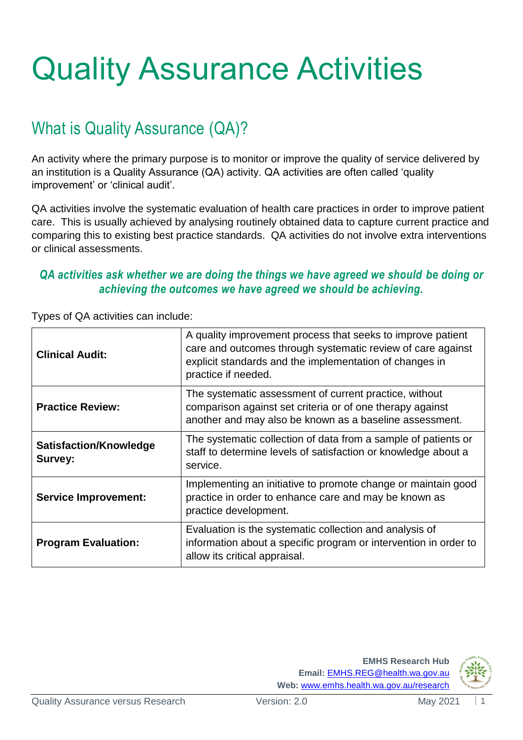# Quality Assurance Activities

## What is Quality Assurance (QA)?

An activity where the primary purpose is to monitor or improve the quality of service delivered by an institution is a Quality Assurance (QA) activity. QA activities are often called 'quality improvement' or 'clinical audit'.

QA activities involve the systematic evaluation of health care practices in order to improve patient care. This is usually achieved by analysing routinely obtained data to capture current practice and comparing this to existing best practice standards. QA activities do not involve extra interventions or clinical assessments.

***QA activities ask whether we are doing the things we have agreed we should be doing or achieving the outcomes we have agreed we should be achieving.***

Types of QA activities can include:

| | |
|---|---|
| **Clinical Audit:** | A quality improvement process that seeks to improve patient care and outcomes through systematic review of care against explicit standards and the implementation of changes in practice if needed. |
| **Practice Review:** | The systematic assessment of current practice, without comparison against set criteria or of one therapy against another and may also be known as a baseline assessment. |
| **Satisfaction/Knowledge Survey:** | The systematic collection of data from a sample of patients or staff to determine levels of satisfaction or knowledge about a service. |
| **Service Improvement:** | Implementing an initiative to promote change or maintain good practice in order to enhance care and may be known as practice development. |
| **Program Evaluation:** | Evaluation is the systematic collection and analysis of information about a specific program or intervention in order to allow its critical appraisal. |

**EMHS Research Hub**
**Email:** EMHS.REG@health.wa.gov.au
**Web:** www.emhs.health.wa.gov.au/research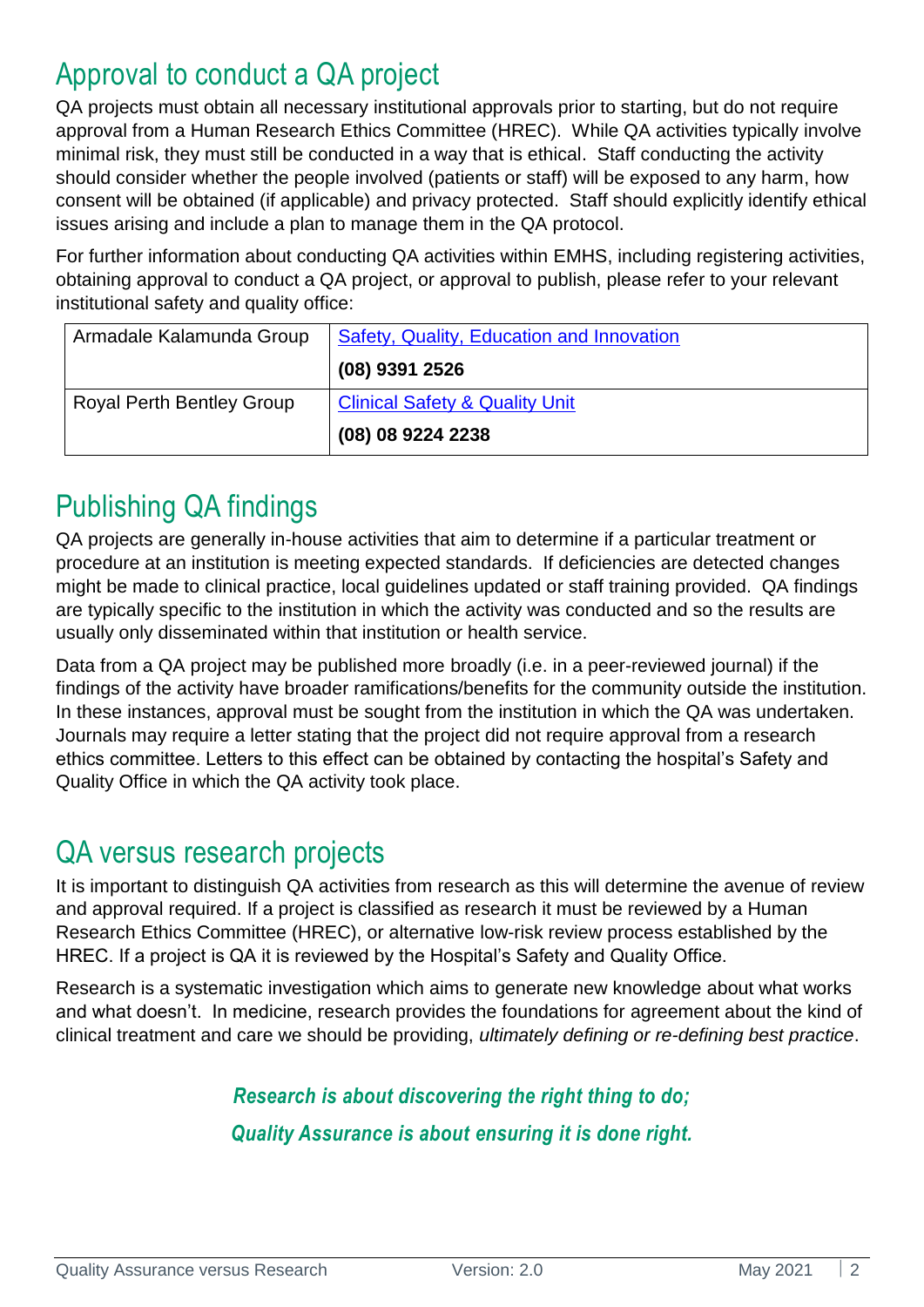## Approval to conduct a QA project

QA projects must obtain all necessary institutional approvals prior to starting, but do not require approval from a Human Research Ethics Committee (HREC). While QA activities typically involve minimal risk, they must still be conducted in a way that is ethical. Staff conducting the activity should consider whether the people involved (patients or staff) will be exposed to any harm, how consent will be obtained (if applicable) and privacy protected. Staff should explicitly identify ethical issues arising and include a plan to manage them in the QA protocol.

For further information about conducting QA activities within EMHS, including registering activities, obtaining approval to conduct a QA project, or approval to publish, please refer to your relevant institutional safety and quality office:

| | |
|---|---|
| Armadale Kalamunda Group | Safety, Quality, Education and Innovation<br>**(08) 9391 2526** |
| Royal Perth Bentley Group | Clinical Safety & Quality Unit<br>**(08) 08 9224 2238** |

## Publishing QA findings

QA projects are generally in-house activities that aim to determine if a particular treatment or procedure at an institution is meeting expected standards. If deficiencies are detected changes might be made to clinical practice, local guidelines updated or staff training provided. QA findings are typically specific to the institution in which the activity was conducted and so the results are usually only disseminated within that institution or health service.

Data from a QA project may be published more broadly (i.e. in a peer-reviewed journal) if the findings of the activity have broader ramifications/benefits for the community outside the institution. In these instances, approval must be sought from the institution in which the QA was undertaken. Journals may require a letter stating that the project did not require approval from a research ethics committee. Letters to this effect can be obtained by contacting the hospital's Safety and Quality Office in which the QA activity took place.

## QA versus research projects

It is important to distinguish QA activities from research as this will determine the avenue of review and approval required. If a project is classified as research it must be reviewed by a Human Research Ethics Committee (HREC), or alternative low-risk review process established by the HREC. If a project is QA it is reviewed by the Hospital's Safety and Quality Office.

Research is a systematic investigation which aims to generate new knowledge about what works and what doesn't. In medicine, research provides the foundations for agreement about the kind of clinical treatment and care we should be providing, *ultimately defining or re-defining best practice*.

***Research is about discovering the right thing to do;***

***Quality Assurance is about ensuring it is done right.***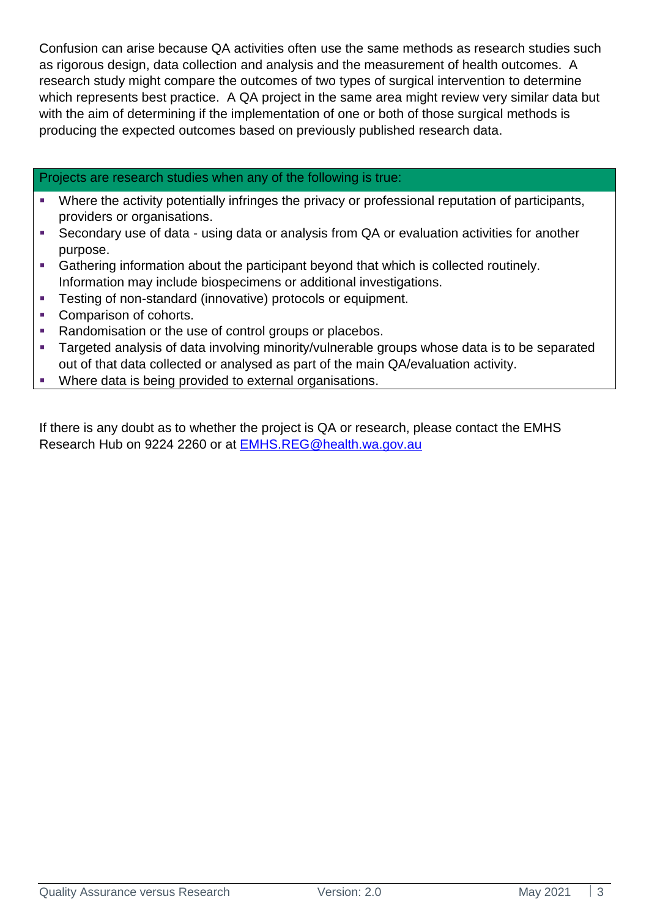Confusion can arise because QA activities often use the same methods as research studies such as rigorous design, data collection and analysis and the measurement of health outcomes. A research study might compare the outcomes of two types of surgical intervention to determine which represents best practice. A QA project in the same area might review very similar data but with the aim of determining if the implementation of one or both of those surgical methods is producing the expected outcomes based on previously published research data.

**Projects are research studies when any of the following is true:**

- Where the activity potentially infringes the privacy or professional reputation of participants, providers or organisations.
- Secondary use of data - using data or analysis from QA or evaluation activities for another purpose.
- Gathering information about the participant beyond that which is collected routinely. Information may include biospecimens or additional investigations.
- Testing of non-standard (innovative) protocols or equipment.
- Comparison of cohorts.
- Randomisation or the use of control groups or placebos.
- Targeted analysis of data involving minority/vulnerable groups whose data is to be separated out of that data collected or analysed as part of the main QA/evaluation activity.
- Where data is being provided to external organisations.

If there is any doubt as to whether the project is QA or research, please contact the EMHS Research Hub on 9224 2260 or at EMHS.REG@health.wa.gov.au